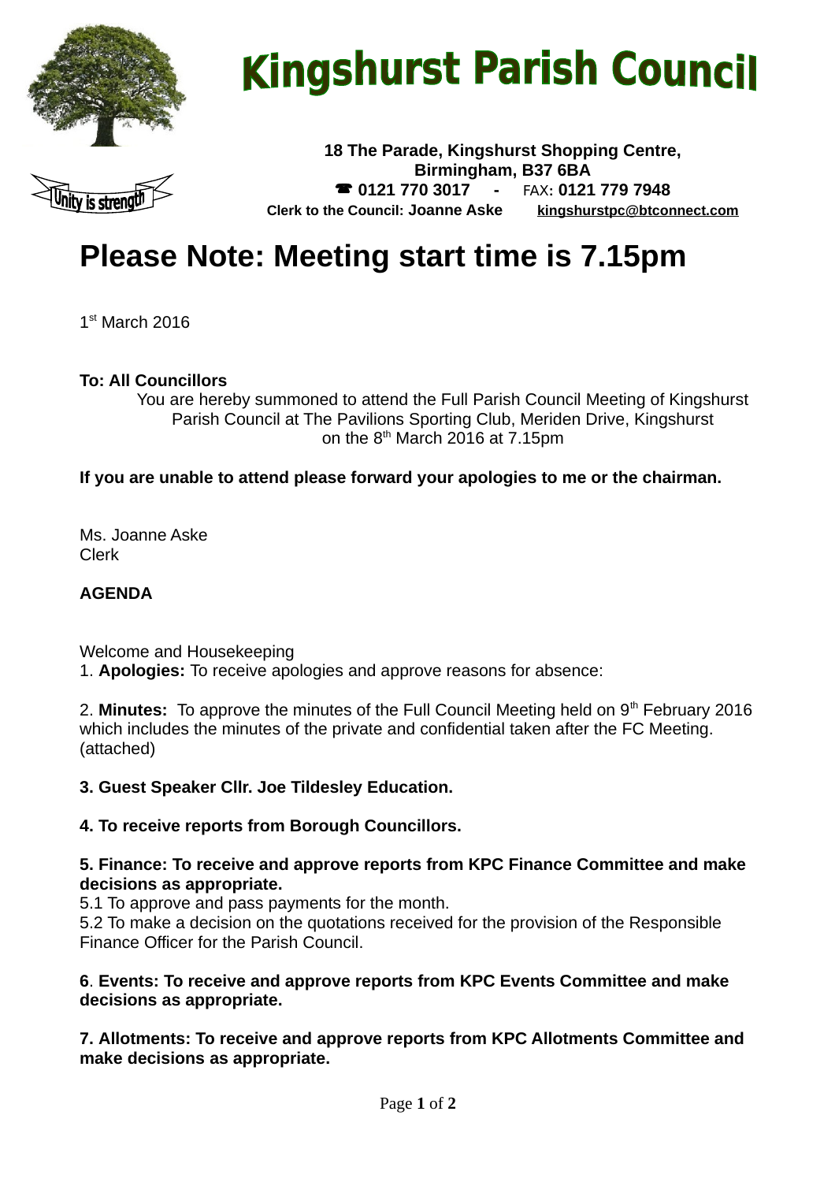# Kingshurst Parish Council

Unity is strength

**18 The Parade, Kingshurst Shopping Centre,**
**Birmingham, B37 6BA**
☎ **0121 770 3017** - FAX: **0121 779 7948**
**Clerk to the Council: Joanne Aske** **kingshurstpc@btconnect.com**

# Please Note: Meeting start time is 7.15pm

1st March 2016

**To: All Councillors**

You are hereby summoned to attend the Full Parish Council Meeting of Kingshurst Parish Council at The Pavilions Sporting Club, Meriden Drive, Kingshurst on the 8th March 2016 at 7.15pm

**If you are unable to attend please forward your apologies to me or the chairman.**

Ms. Joanne Aske
Clerk

**AGENDA**

Welcome and Housekeeping

1. **Apologies:** To receive apologies and approve reasons for absence:

2. **Minutes:** To approve the minutes of the Full Council Meeting held on 9th February 2016 which includes the minutes of the private and confidential taken after the FC Meeting. (attached)

**3. Guest Speaker Cllr. Joe Tildesley Education.**

**4. To receive reports from Borough Councillors.**

**5. Finance: To receive and approve reports from KPC Finance Committee and make decisions as appropriate.**

5.1 To approve and pass payments for the month.

5.2 To make a decision on the quotations received for the provision of the Responsible Finance Officer for the Parish Council.

**6**. **Events: To receive and approve reports from KPC Events Committee and make decisions as appropriate.**

**7. Allotments: To receive and approve reports from KPC Allotments Committee and make decisions as appropriate.**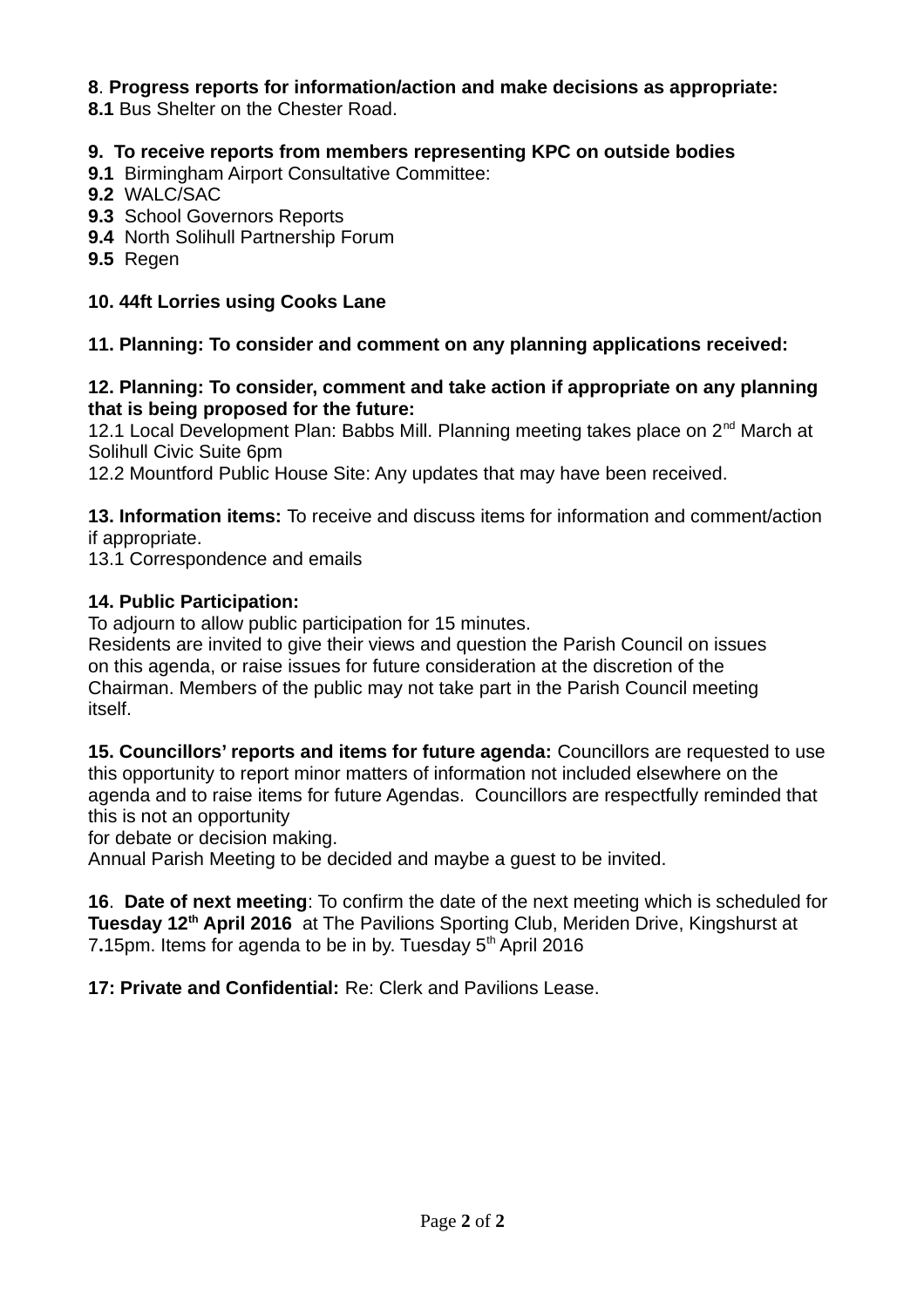**8**. **Progress reports for information/action and make decisions as appropriate:**
**8.1** Bus Shelter on the Chester Road.

**9. To receive reports from members representing KPC on outside bodies**
**9.1** Birmingham Airport Consultative Committee:
**9.2** WALC/SAC
**9.3** School Governors Reports
**9.4** North Solihull Partnership Forum
**9.5** Regen

**10. 44ft Lorries using Cooks Lane**

**11. Planning: To consider and comment on any planning applications received:**

**12. Planning: To consider, comment and take action if appropriate on any planning that is being proposed for the future:**
12.1 Local Development Plan: Babbs Mill. Planning meeting takes place on 2nd March at Solihull Civic Suite 6pm
12.2 Mountford Public House Site: Any updates that may have been received.

**13. Information items:** To receive and discuss items for information and comment/action if appropriate.
13.1 Correspondence and emails

**14. Public Participation:**
To adjourn to allow public participation for 15 minutes.
Residents are invited to give their views and question the Parish Council on issues on this agenda, or raise issues for future consideration at the discretion of the Chairman. Members of the public may not take part in the Parish Council meeting itself.

**15. Councillors' reports and items for future agenda:** Councillors are requested to use this opportunity to report minor matters of information not included elsewhere on the agenda and to raise items for future Agendas. Councillors are respectfully reminded that this is not an opportunity
for debate or decision making.
Annual Parish Meeting to be decided and maybe a guest to be invited.

**16**. **Date of next meeting**: To confirm the date of the next meeting which is scheduled for **Tuesday 12th April 2016** at The Pavilions Sporting Club, Meriden Drive, Kingshurst at 7**.**15pm. Items for agenda to be in by. Tuesday 5th April 2016

**17: Private and Confidential:** Re: Clerk and Pavilions Lease.